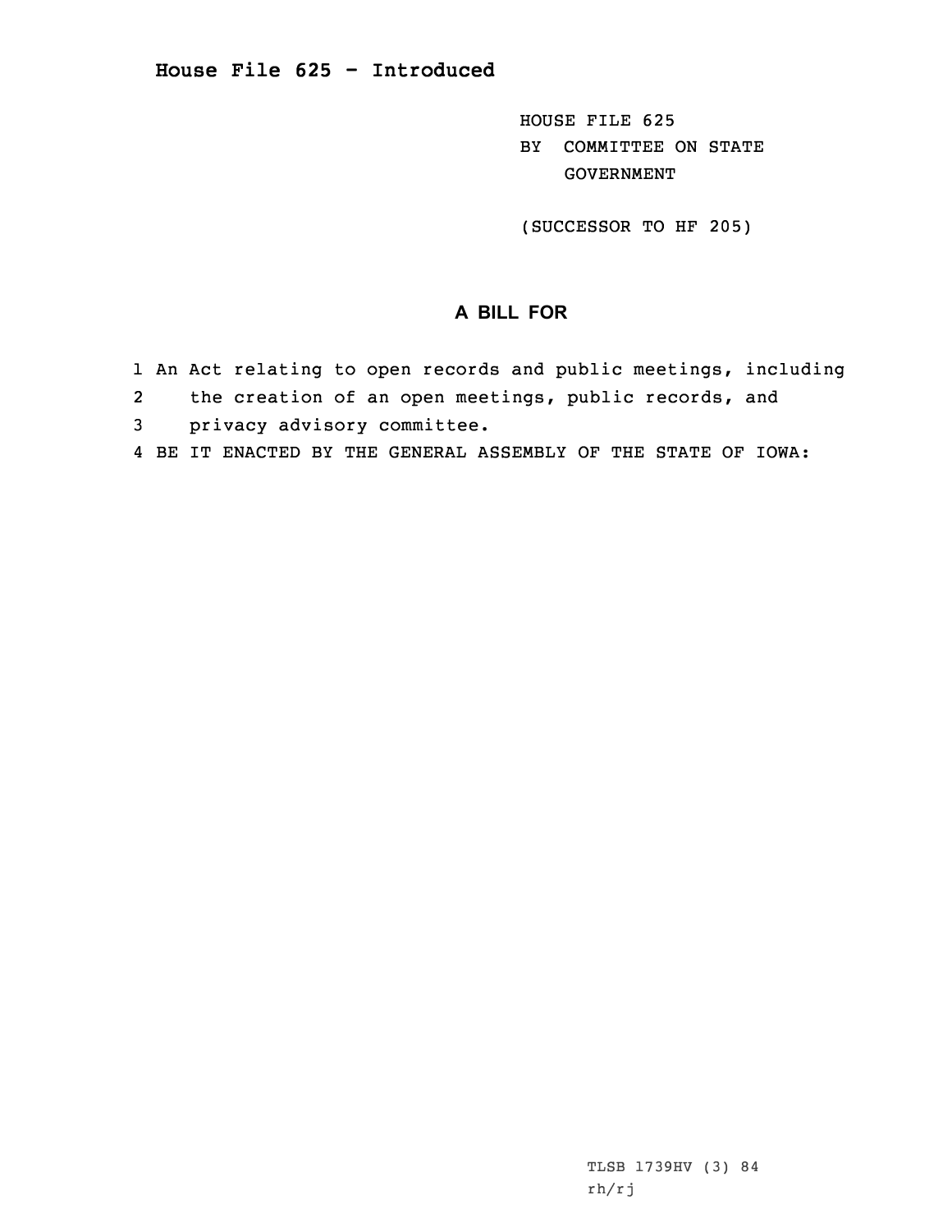# House File 625 - Introduced

HOUSE FILE 625
BY COMMITTEE ON STATE GOVERNMENT

(SUCCESSOR TO HF 205)

## A BILL FOR

1 An Act relating to open records and public meetings, including
2 the creation of an open meetings, public records, and
3 privacy advisory committee.
4 BE IT ENACTED BY THE GENERAL ASSEMBLY OF THE STATE OF IOWA:

TLSB 1739HV (3) 84
rh/rj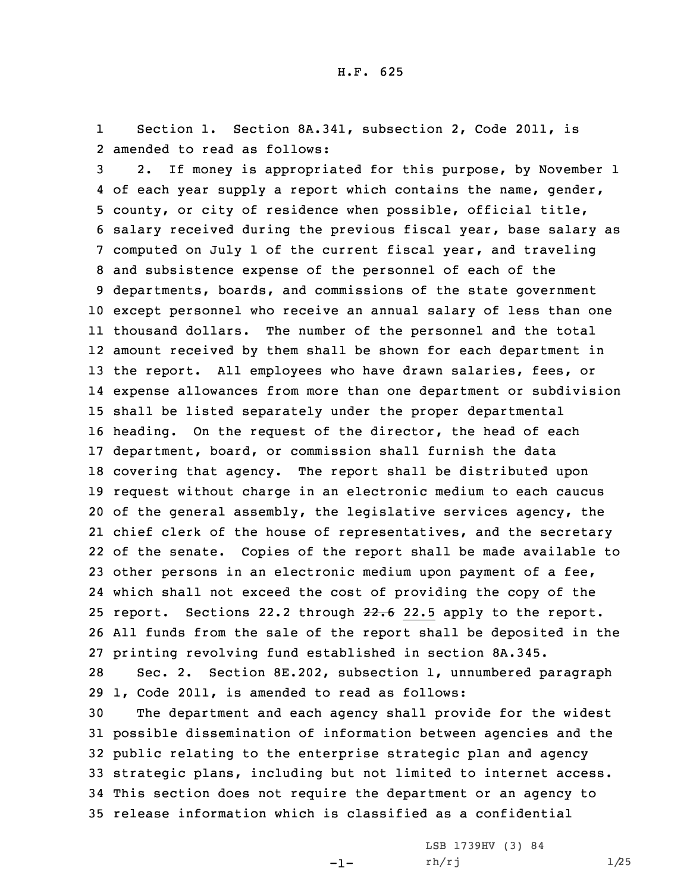H.F. 625

Section 1. Section 8A.341, subsection 2, Code 2011, is amended to read as follows:

2. If money is appropriated for this purpose, by November 1 of each year supply a report which contains the name, gender, county, or city of residence when possible, official title, salary received during the previous fiscal year, base salary as computed on July 1 of the current fiscal year, and traveling and subsistence expense of the personnel of each of the departments, boards, and commissions of the state government except personnel who receive an annual salary of less than one thousand dollars. The number of the personnel and the total amount received by them shall be shown for each department in the report. All employees who have drawn salaries, fees, or expense allowances from more than one department or subdivision shall be listed separately under the proper departmental heading. On the request of the director, the head of each department, board, or commission shall furnish the data covering that agency. The report shall be distributed upon request without charge in an electronic medium to each caucus of the general assembly, the legislative services agency, the chief clerk of the house of representatives, and the secretary of the senate. Copies of the report shall be made available to other persons in an electronic medium upon payment of a fee, which shall not exceed the cost of providing the copy of the report. Sections 22.2 through ~~22.6~~ 22.5 apply to the report. All funds from the sale of the report shall be deposited in the printing revolving fund established in section 8A.345.

Sec. 2. Section 8E.202, subsection 1, unnumbered paragraph 1, Code 2011, is amended to read as follows:

The department and each agency shall provide for the widest possible dissemination of information between agencies and the public relating to the enterprise strategic plan and agency strategic plans, including but not limited to internet access. This section does not require the department or an agency to release information which is classified as a confidential

LSB 1739HV (3) 84
rh/rj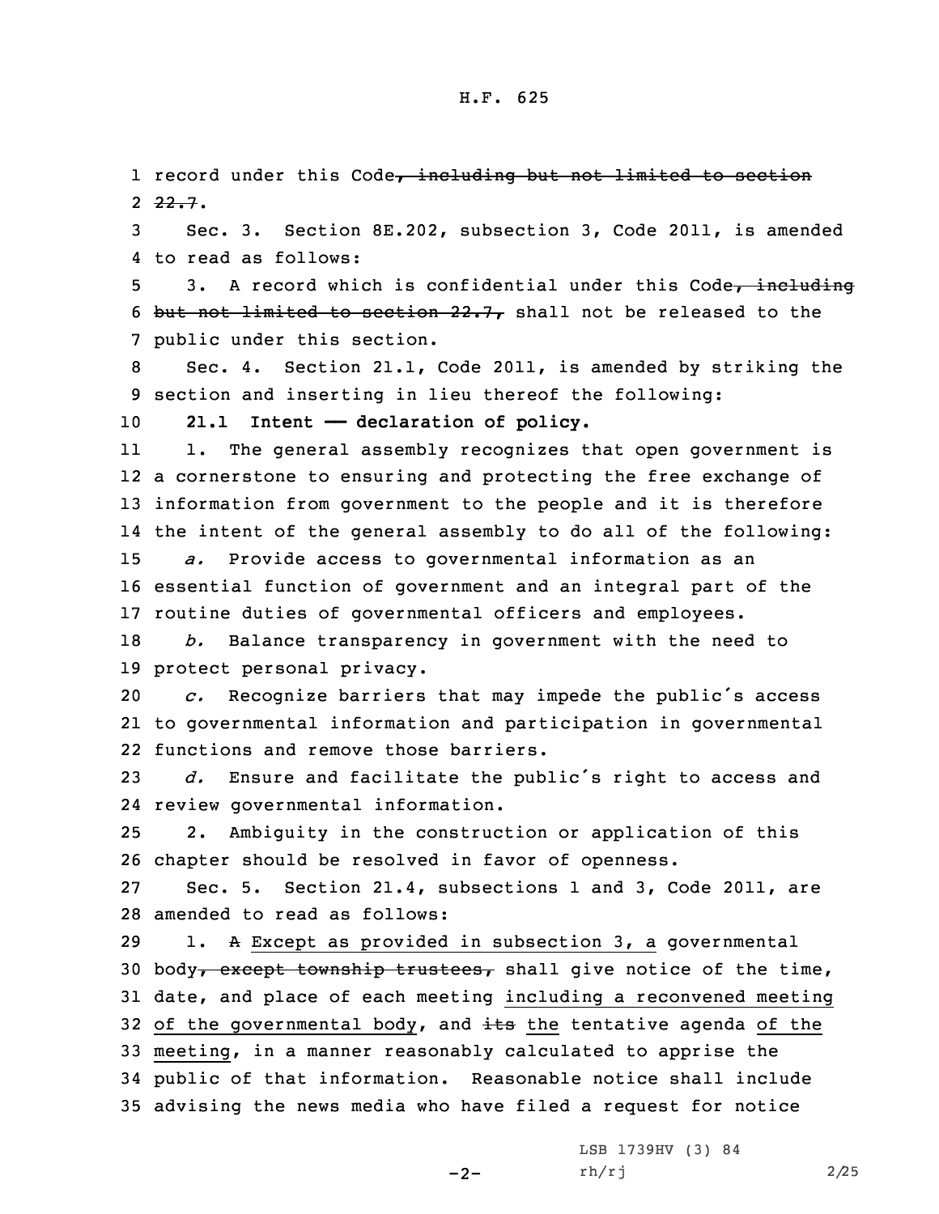record under this Code~~, including but not limited to section 22.7~~.

Sec. 3. Section 8E.202, subsection 3, Code 2011, is amended to read as follows:

3. A record which is confidential under this Code~~, including but not limited to section 22.7,~~ shall not be released to the public under this section.

Sec. 4. Section 21.1, Code 2011, is amended by striking the section and inserting in lieu thereof the following:

**21.1 Intent —— declaration of policy.**

1. The general assembly recognizes that open government is a cornerstone to ensuring and protecting the free exchange of information from government to the people and it is therefore the intent of the general assembly to do all of the following:

*a.* Provide access to governmental information as an essential function of government and an integral part of the routine duties of governmental officers and employees.

*b.* Balance transparency in government with the need to protect personal privacy.

*c.* Recognize barriers that may impede the public's access to governmental information and participation in governmental functions and remove those barriers.

*d.* Ensure and facilitate the public's right to access and review governmental information.

2. Ambiguity in the construction or application of this chapter should be resolved in favor of openness.

Sec. 5. Section 21.4, subsections 1 and 3, Code 2011, are amended to read as follows:

1. ~~A~~ <u>Except as provided in subsection 3, a</u> governmental body~~, except township trustees,~~ shall give notice of the time, date, and place of each meeting <u>including a reconvened meeting of the governmental body</u>, and ~~its~~ <u>the</u> tentative agenda <u>of the meeting</u>, in a manner reasonably calculated to apprise the public of that information. Reasonable notice shall include advising the news media who have filed a request for notice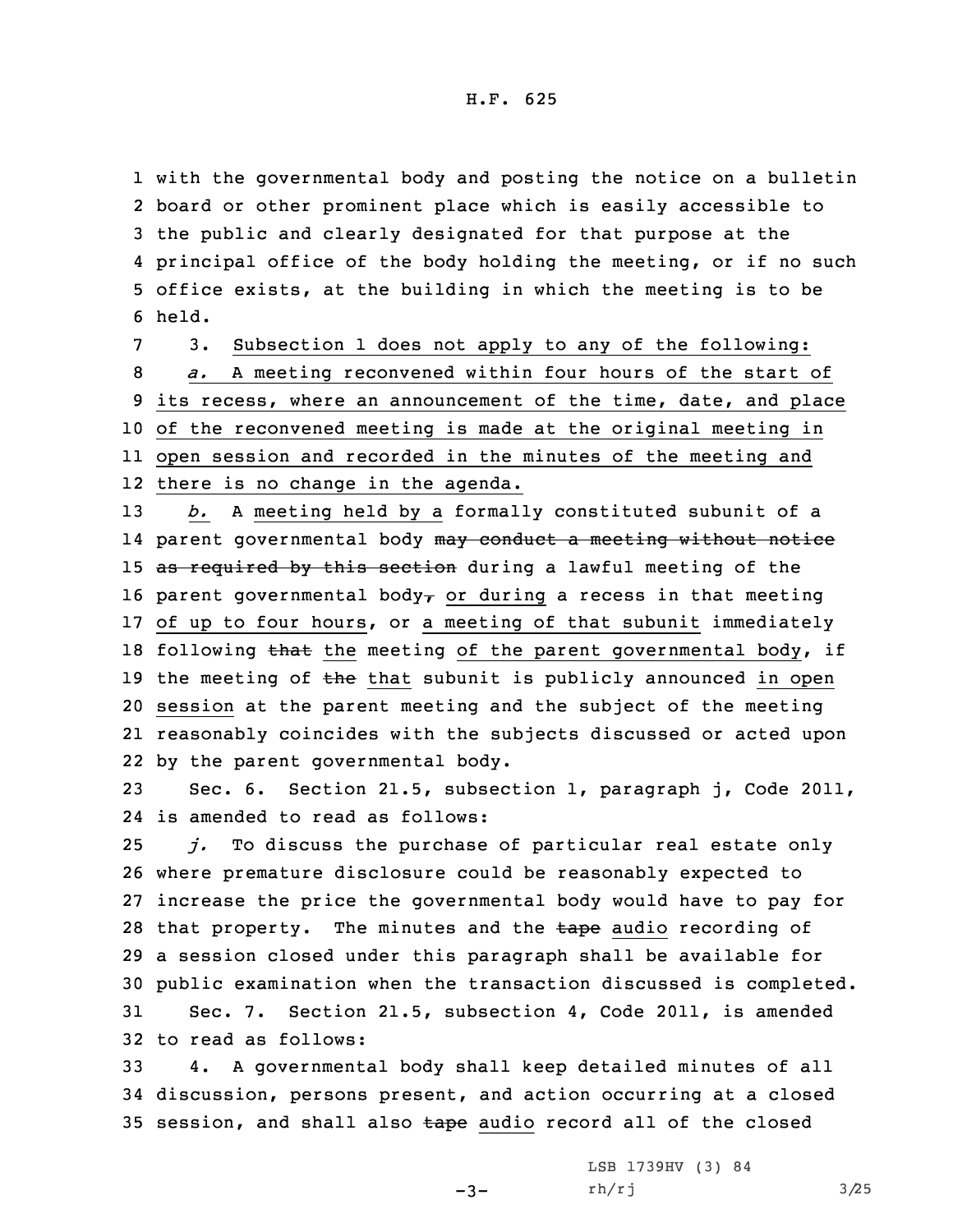with the governmental body and posting the notice on a bulletin board or other prominent place which is easily accessible to the public and clearly designated for that purpose at the principal office of the body holding the meeting, or if no such office exists, at the building in which the meeting is to be held.

3. Subsection 1 does not apply to any of the following:

*a.* A meeting reconvened within four hours of the start of its recess, where an announcement of the time, date, and place of the reconvened meeting is made at the original meeting in open session and recorded in the minutes of the meeting and there is no change in the agenda.

*b.* A meeting held by a formally constituted subunit of a parent governmental body ~~may conduct a meeting without notice as required by this section~~ during a lawful meeting of the parent governmental body~~,~~ or during a recess in that meeting of up to four hours, or a meeting of that subunit immediately following ~~that~~ the meeting of the parent governmental body, if the meeting of ~~the~~ that subunit is publicly announced in open session at the parent meeting and the subject of the meeting reasonably coincides with the subjects discussed or acted upon by the parent governmental body.

Sec. 6. Section 21.5, subsection 1, paragraph j, Code 2011, is amended to read as follows:

*j.* To discuss the purchase of particular real estate only where premature disclosure could be reasonably expected to increase the price the governmental body would have to pay for that property. The minutes and the ~~tape~~ audio recording of a session closed under this paragraph shall be available for public examination when the transaction discussed is completed.

Sec. 7. Section 21.5, subsection 4, Code 2011, is amended to read as follows:

4. A governmental body shall keep detailed minutes of all discussion, persons present, and action occurring at a closed session, and shall also ~~tape~~ audio record all of the closed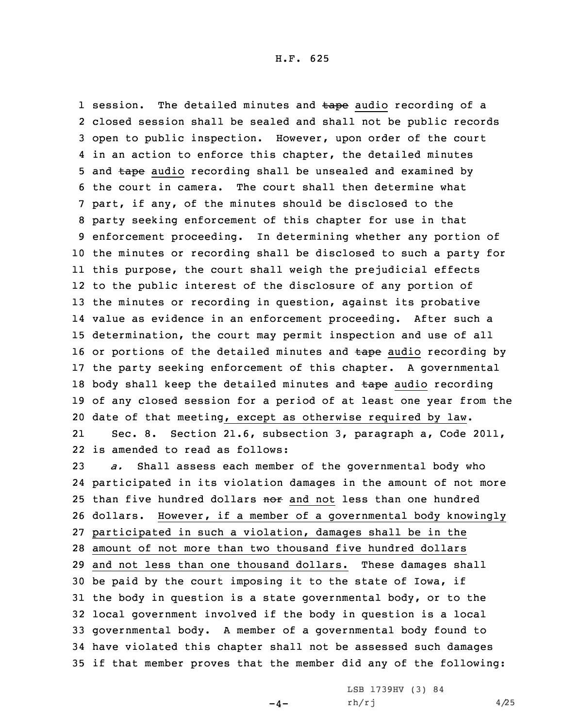session. The detailed minutes and ~~tape~~ audio recording of a closed session shall be sealed and shall not be public records open to public inspection. However, upon order of the court in an action to enforce this chapter, the detailed minutes and ~~tape~~ audio recording shall be unsealed and examined by the court in camera. The court shall then determine what part, if any, of the minutes should be disclosed to the party seeking enforcement of this chapter for use in that enforcement proceeding. In determining whether any portion of the minutes or recording shall be disclosed to such a party for this purpose, the court shall weigh the prejudicial effects to the public interest of the disclosure of any portion of the minutes or recording in question, against its probative value as evidence in an enforcement proceeding. After such a determination, the court may permit inspection and use of all or portions of the detailed minutes and ~~tape~~ audio recording by the party seeking enforcement of this chapter. A governmental body shall keep the detailed minutes and ~~tape~~ audio recording of any closed session for a period of at least one year from the date of that meeting, except as otherwise required by law.

Sec. 8. Section 21.6, subsection 3, paragraph a, Code 2011, is amended to read as follows:

*a.* Shall assess each member of the governmental body who participated in its violation damages in the amount of not more than five hundred dollars ~~nor~~ and not less than one hundred dollars. However, if a member of a governmental body knowingly participated in such a violation, damages shall be in the amount of not more than two thousand five hundred dollars and not less than one thousand dollars. These damages shall be paid by the court imposing it to the state of Iowa, if the body in question is a state governmental body, or to the local government involved if the body in question is a local governmental body. A member of a governmental body found to have violated this chapter shall not be assessed such damages if that member proves that the member did any of the following: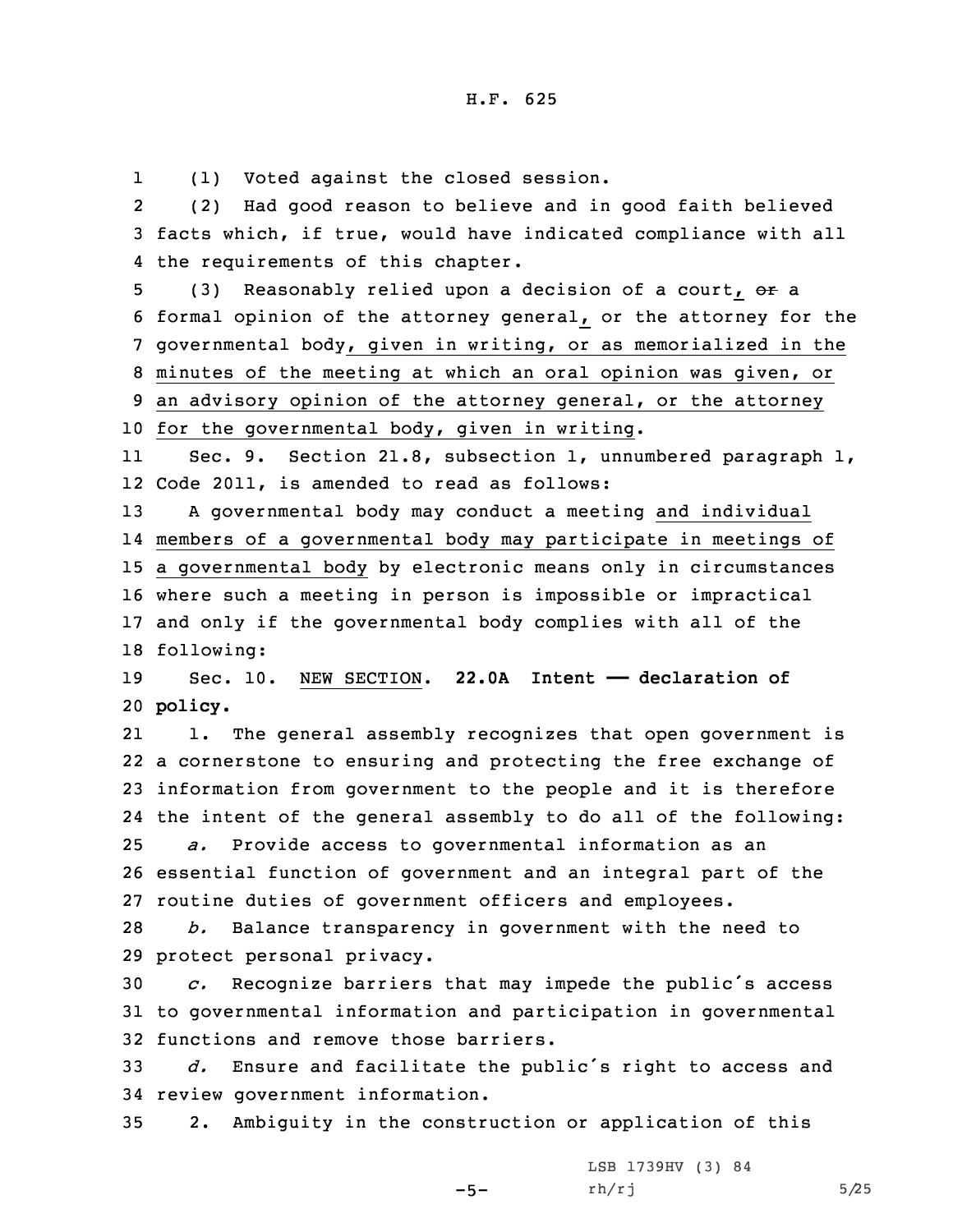(1) Voted against the closed session.

(2) Had good reason to believe and in good faith believed facts which, if true, would have indicated compliance with all the requirements of this chapter.

(3) Reasonably relied upon a decision of a court, ~~or~~ a formal opinion of the attorney general, or the attorney for the governmental body, given in writing, or as memorialized in the minutes of the meeting at which an oral opinion was given, or an advisory opinion of the attorney general, or the attorney for the governmental body, given in writing.

Sec. 9. Section 21.8, subsection 1, unnumbered paragraph 1, Code 2011, is amended to read as follows:

A governmental body may conduct a meeting and individual members of a governmental body may participate in meetings of a governmental body by electronic means only in circumstances where such a meeting in person is impossible or impractical and only if the governmental body complies with all of the following:

Sec. 10. NEW SECTION. **22.0A Intent — declaration of policy.**

1. The general assembly recognizes that open government is a cornerstone to ensuring and protecting the free exchange of information from government to the people and it is therefore the intent of the general assembly to do all of the following:

*a.* Provide access to governmental information as an essential function of government and an integral part of the routine duties of government officers and employees.

*b.* Balance transparency in government with the need to protect personal privacy.

*c.* Recognize barriers that may impede the public's access to governmental information and participation in governmental functions and remove those barriers.

*d.* Ensure and facilitate the public's right to access and review government information.

2. Ambiguity in the construction or application of this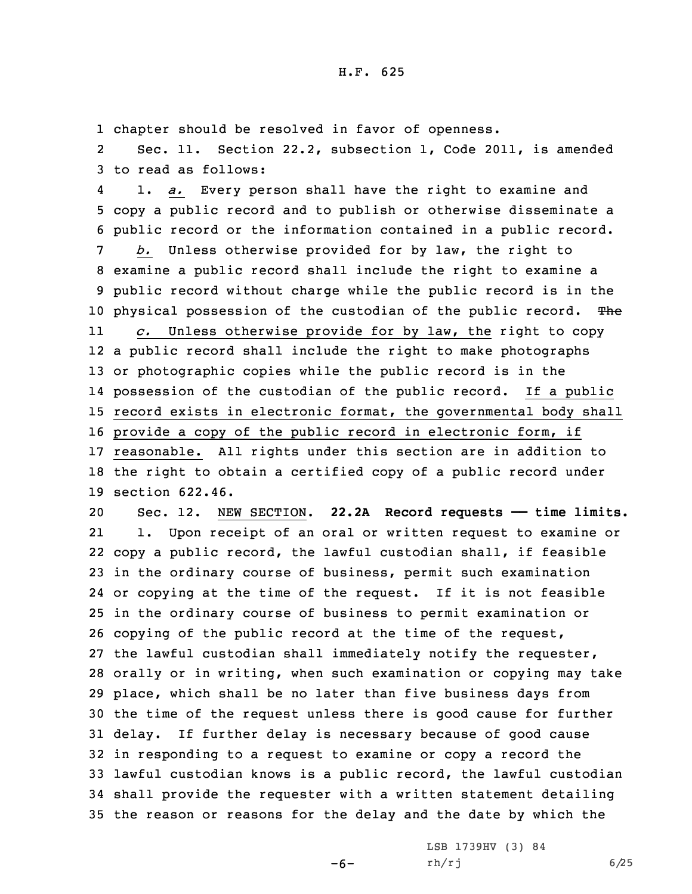chapter should be resolved in favor of openness.

Sec. 11. Section 22.2, subsection 1, Code 2011, is amended to read as follows:

1. *a.* Every person shall have the right to examine and copy a public record and to publish or otherwise disseminate a public record or the information contained in a public record.

*b.* Unless otherwise provided for by law, the right to examine a public record shall include the right to examine a public record without charge while the public record is in the physical possession of the custodian of the public record. ~~The~~

*c.* Unless otherwise provide for by law, the right to copy a public record shall include the right to make photographs or photographic copies while the public record is in the possession of the custodian of the public record. If a public record exists in electronic format, the governmental body shall provide a copy of the public record in electronic form, if reasonable. All rights under this section are in addition to the right to obtain a certified copy of a public record under section 622.46.

Sec. 12. NEW SECTION. **22.2A Record requests — time limits.**

1. Upon receipt of an oral or written request to examine or copy a public record, the lawful custodian shall, if feasible in the ordinary course of business, permit such examination or copying at the time of the request. If it is not feasible in the ordinary course of business to permit examination or copying of the public record at the time of the request, the lawful custodian shall immediately notify the requester, orally or in writing, when such examination or copying may take place, which shall be no later than five business days from the time of the request unless there is good cause for further delay. If further delay is necessary because of good cause in responding to a request to examine or copy a record the lawful custodian knows is a public record, the lawful custodian shall provide the requester with a written statement detailing the reason or reasons for the delay and the date by which the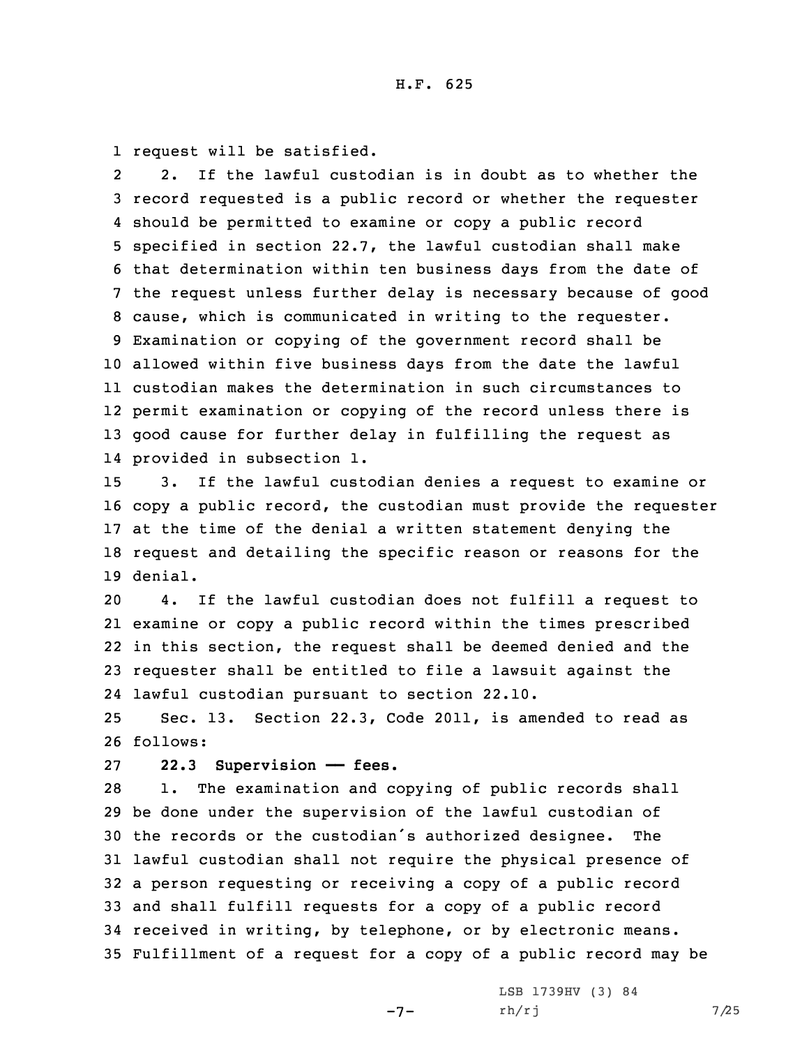request will be satisfied.

2. If the lawful custodian is in doubt as to whether the record requested is a public record or whether the requester should be permitted to examine or copy a public record specified in section 22.7, the lawful custodian shall make that determination within ten business days from the date of the request unless further delay is necessary because of good cause, which is communicated in writing to the requester. Examination or copying of the government record shall be allowed within five business days from the date the lawful custodian makes the determination in such circumstances to permit examination or copying of the record unless there is good cause for further delay in fulfilling the request as provided in subsection 1.

3. If the lawful custodian denies a request to examine or copy a public record, the custodian must provide the requester at the time of the denial a written statement denying the request and detailing the specific reason or reasons for the denial.

4. If the lawful custodian does not fulfill a request to examine or copy a public record within the times prescribed in this section, the request shall be deemed denied and the requester shall be entitled to file a lawsuit against the lawful custodian pursuant to section 22.10.

Sec. 13. Section 22.3, Code 2011, is amended to read as follows:

**22.3 Supervision —— fees.**

1. The examination and copying of public records shall be done under the supervision of the lawful custodian of the records or the custodian's authorized designee. The lawful custodian shall not require the physical presence of a person requesting or receiving a copy of a public record and shall fulfill requests for a copy of a public record received in writing, by telephone, or by electronic means. Fulfillment of a request for a copy of a public record may be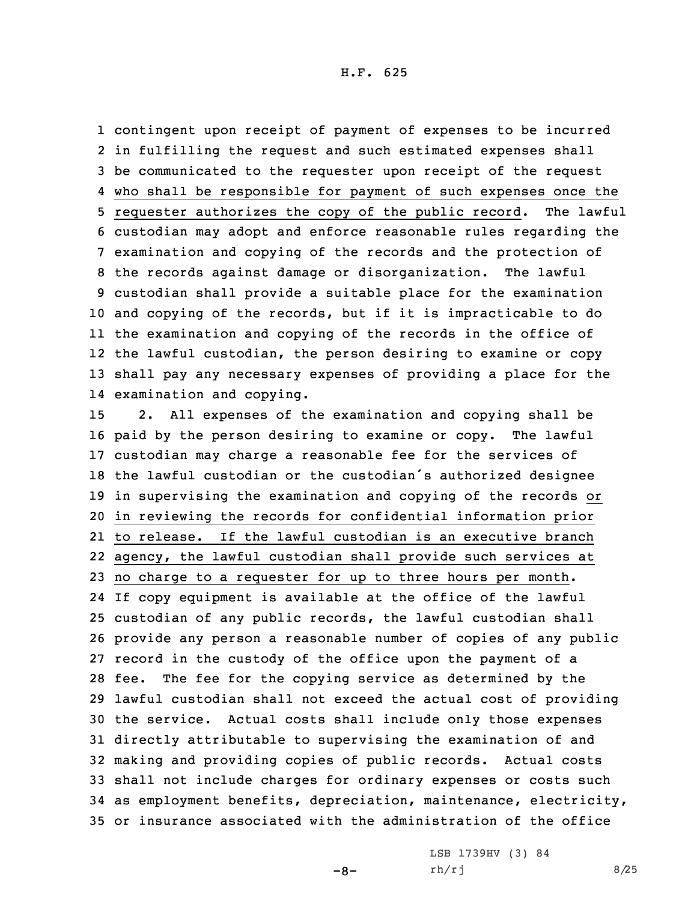contingent upon receipt of payment of expenses to be incurred in fulfilling the request and such estimated expenses shall be communicated to the requester upon receipt of the request who shall be responsible for payment of such expenses once the requester authorizes the copy of the public record. The lawful custodian may adopt and enforce reasonable rules regarding the examination and copying of the records and the protection of the records against damage or disorganization. The lawful custodian shall provide a suitable place for the examination and copying of the records, but if it is impracticable to do the examination and copying of the records in the office of the lawful custodian, the person desiring to examine or copy shall pay any necessary expenses of providing a place for the examination and copying.

2. All expenses of the examination and copying shall be paid by the person desiring to examine or copy. The lawful custodian may charge a reasonable fee for the services of the lawful custodian or the custodian's authorized designee in supervising the examination and copying of the records or in reviewing the records for confidential information prior to release. If the lawful custodian is an executive branch agency, the lawful custodian shall provide such services at no charge to a requester for up to three hours per month. If copy equipment is available at the office of the lawful custodian of any public records, the lawful custodian shall provide any person a reasonable number of copies of any public record in the custody of the office upon the payment of a fee. The fee for the copying service as determined by the lawful custodian shall not exceed the actual cost of providing the service. Actual costs shall include only those expenses directly attributable to supervising the examination of and making and providing copies of public records. Actual costs shall not include charges for ordinary expenses or costs such as employment benefits, depreciation, maintenance, electricity, or insurance associated with the administration of the office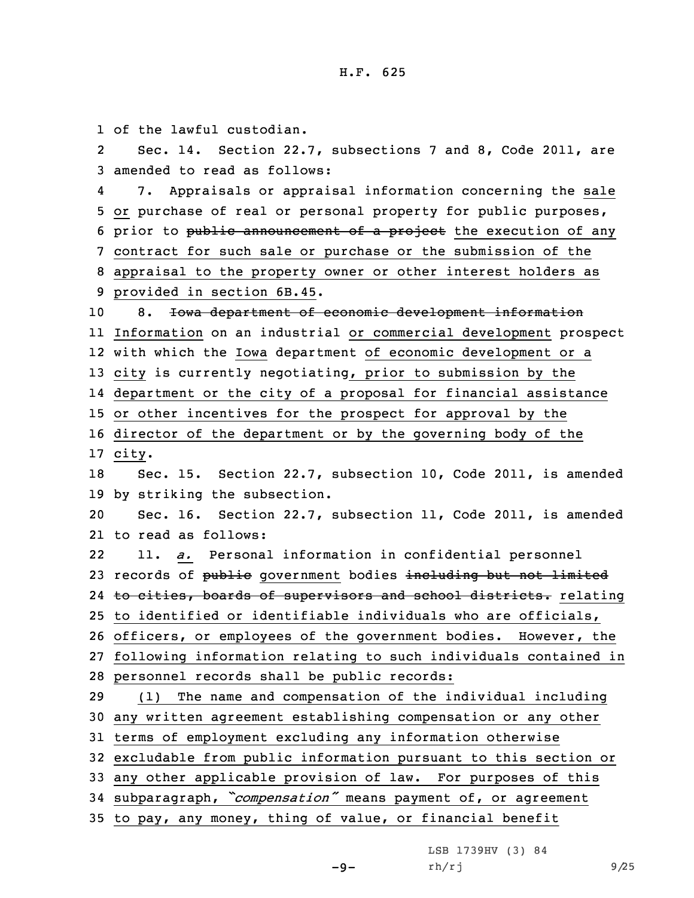of the lawful custodian.

Sec. 14. Section 22.7, subsections 7 and 8, Code 2011, are amended to read as follows:

7. Appraisals or appraisal information concerning the sale or purchase of real or personal property for public purposes, prior to ~~public announcement of a project~~ the execution of any contract for such sale or purchase or the submission of the appraisal to the property owner or other interest holders as provided in section 6B.45.

8. ~~Iowa department of economic development information~~ Information on an industrial or commercial development prospect with which the Iowa department of economic development or a city is currently negotiating, prior to submission by the department or the city of a proposal for financial assistance or other incentives for the prospect for approval by the director of the department or by the governing body of the city.

Sec. 15. Section 22.7, subsection 10, Code 2011, is amended by striking the subsection.

Sec. 16. Section 22.7, subsection 11, Code 2011, is amended to read as follows:

11. *a.* Personal information in confidential personnel records of ~~public~~ government bodies ~~including but not limited to cities, boards of supervisors and school districts.~~ relating to identified or identifiable individuals who are officials, officers, or employees of the government bodies. However, the following information relating to such individuals contained in personnel records shall be public records:

(1) The name and compensation of the individual including any written agreement establishing compensation or any other terms of employment excluding any information otherwise excludable from public information pursuant to this section or any other applicable provision of law. For purposes of this subparagraph, *"compensation"* means payment of, or agreement to pay, any money, thing of value, or financial benefit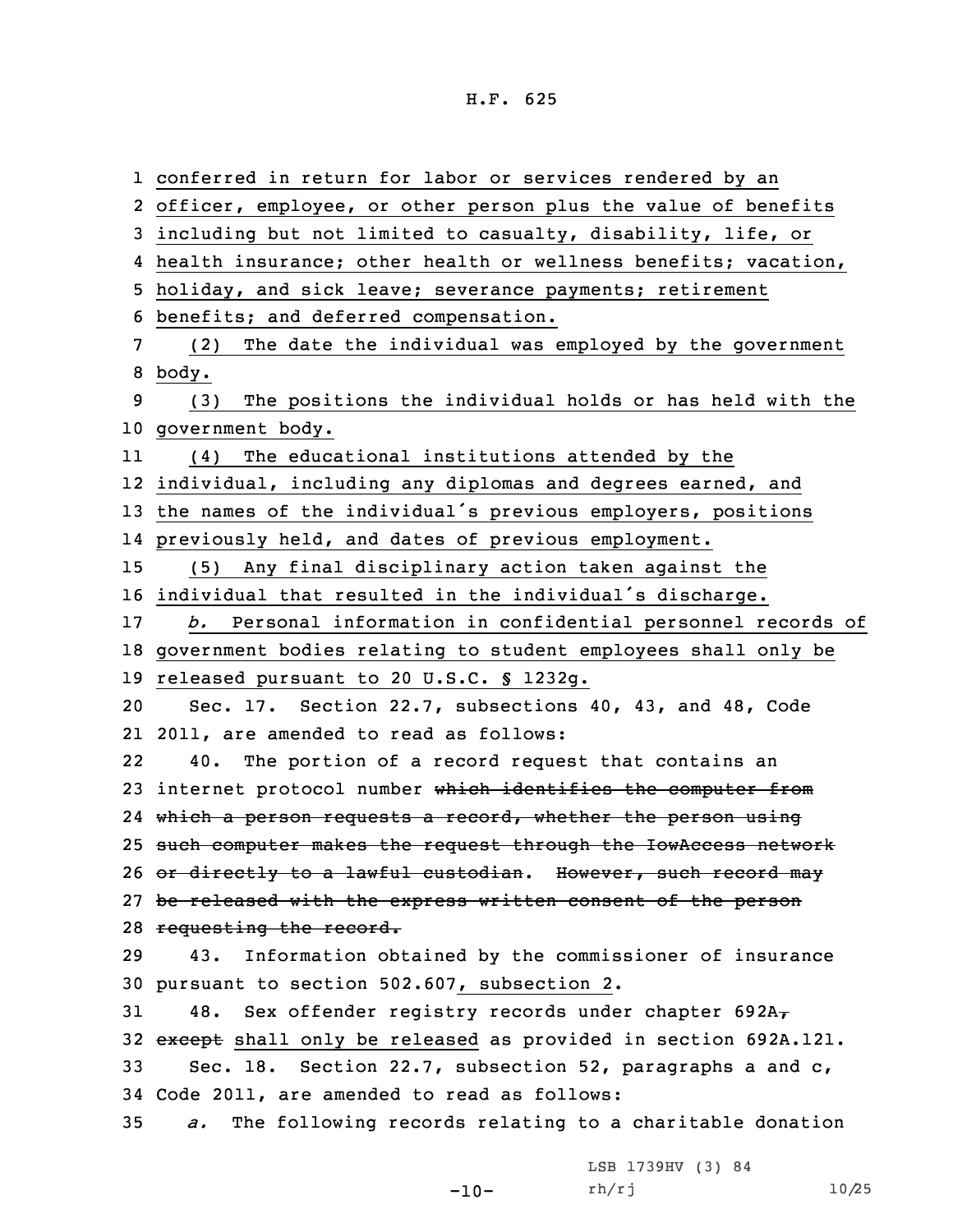conferred in return for labor or services rendered by an officer, employee, or other person plus the value of benefits including but not limited to casualty, disability, life, or health insurance; other health or wellness benefits; vacation, holiday, and sick leave; severance payments; retirement benefits; and deferred compensation.

(2) The date the individual was employed by the government body.

(3) The positions the individual holds or has held with the government body.

(4) The educational institutions attended by the individual, including any diplomas and degrees earned, and the names of the individual's previous employers, positions previously held, and dates of previous employment.

(5) Any final disciplinary action taken against the individual that resulted in the individual's discharge.

*b.* Personal information in confidential personnel records of government bodies relating to student employees shall only be released pursuant to 20 U.S.C. § 1232g.

Sec. 17. Section 22.7, subsections 40, 43, and 48, Code 2011, are amended to read as follows:

40. The portion of a record request that contains an internet protocol number ~~which identifies the computer from which a person requests a record, whether the person using such computer makes the request through the IowAccess network or directly to a lawful custodian. However, such record may be released with the express written consent of the person requesting the record.~~

43. Information obtained by the commissioner of insurance pursuant to section 502.607, subsection 2.

48. Sex offender registry records under chapter 692A~~,~~ ~~except~~ shall only be released as provided in section 692A.121.

Sec. 18. Section 22.7, subsection 52, paragraphs a and c, Code 2011, are amended to read as follows:

*a.* The following records relating to a charitable donation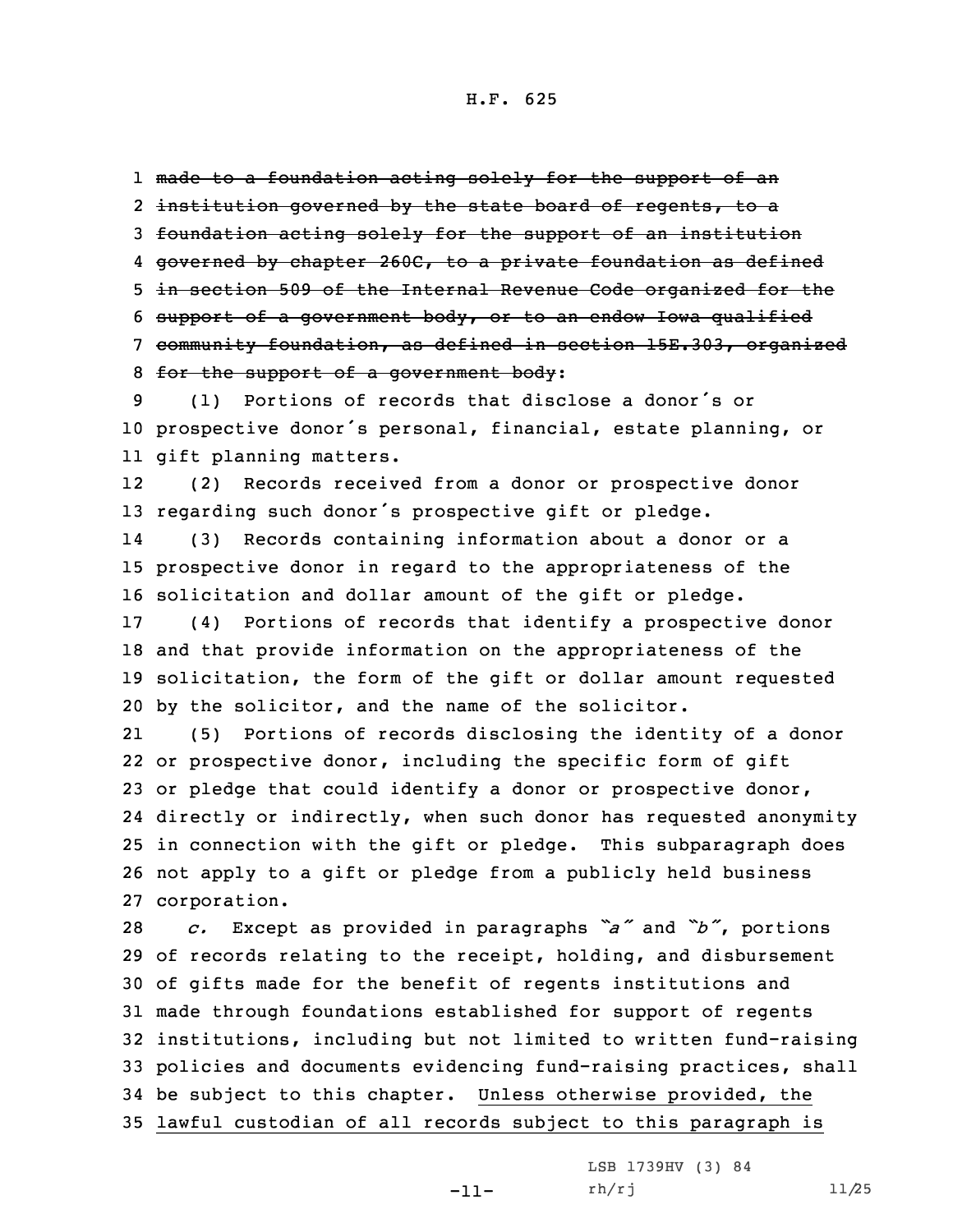~~made to a foundation acting solely for the support of an institution governed by the state board of regents, to a foundation acting solely for the support of an institution governed by chapter 260C, to a private foundation as defined in section 509 of the Internal Revenue Code organized for the support of a government body, or to an endow Iowa qualified community foundation, as defined in section 15E.303, organized for the support of a government body~~:

(1) Portions of records that disclose a donor's or prospective donor's personal, financial, estate planning, or gift planning matters.

(2) Records received from a donor or prospective donor regarding such donor's prospective gift or pledge.

(3) Records containing information about a donor or a prospective donor in regard to the appropriateness of the solicitation and dollar amount of the gift or pledge.

(4) Portions of records that identify a prospective donor and that provide information on the appropriateness of the solicitation, the form of the gift or dollar amount requested by the solicitor, and the name of the solicitor.

(5) Portions of records disclosing the identity of a donor or prospective donor, including the specific form of gift or pledge that could identify a donor or prospective donor, directly or indirectly, when such donor has requested anonymity in connection with the gift or pledge. This subparagraph does not apply to a gift or pledge from a publicly held business corporation.

*c.* Except as provided in paragraphs *"a"* and *"b"*, portions of records relating to the receipt, holding, and disbursement of gifts made for the benefit of regents institutions and made through foundations established for support of regents institutions, including but not limited to written fund-raising policies and documents evidencing fund-raising practices, shall be subject to this chapter. <u>Unless otherwise provided, the lawful custodian of all records subject to this paragraph is</u>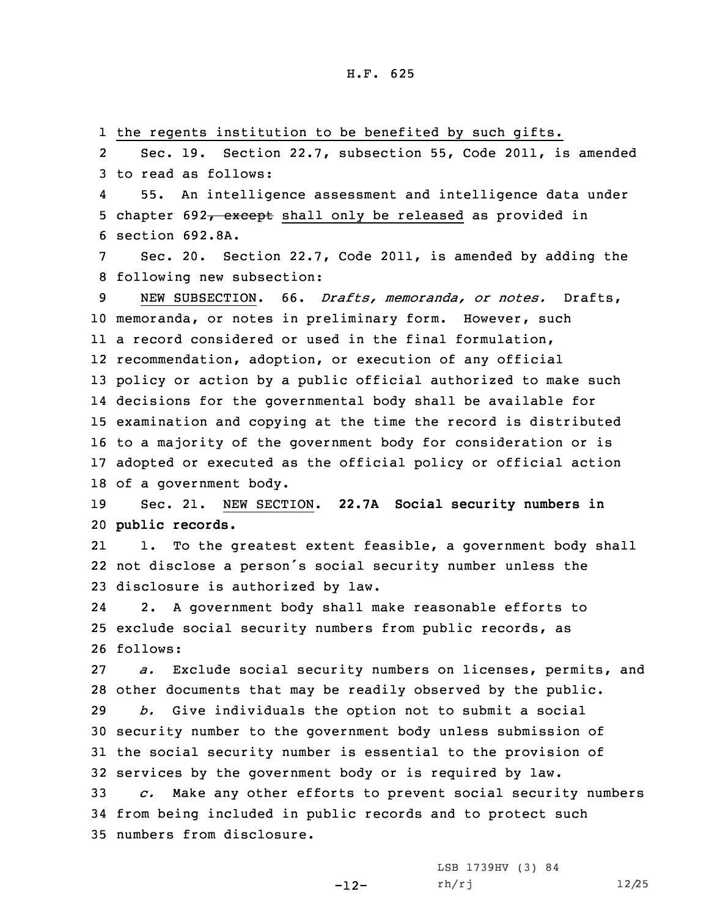the regents institution to be benefited by such gifts.

Sec. 19. Section 22.7, subsection 55, Code 2011, is amended to read as follows:

55. An intelligence assessment and intelligence data under chapter 692~~, except~~ shall only be released as provided in section 692.8A.

Sec. 20. Section 22.7, Code 2011, is amended by adding the following new subsection:

NEW SUBSECTION. 66. *Drafts, memoranda, or notes.* Drafts, memoranda, or notes in preliminary form. However, such a record considered or used in the final formulation, recommendation, adoption, or execution of any official policy or action by a public official authorized to make such decisions for the governmental body shall be available for examination and copying at the time the record is distributed to a majority of the government body for consideration or is adopted or executed as the official policy or official action of a government body.

Sec. 21. NEW SECTION. **22.7A Social security numbers in public records.**

1. To the greatest extent feasible, a government body shall not disclose a person's social security number unless the disclosure is authorized by law.

2. A government body shall make reasonable efforts to exclude social security numbers from public records, as follows:

*a.* Exclude social security numbers on licenses, permits, and other documents that may be readily observed by the public.

*b.* Give individuals the option not to submit a social security number to the government body unless submission of the social security number is essential to the provision of services by the government body or is required by law.

*c.* Make any other efforts to prevent social security numbers from being included in public records and to protect such numbers from disclosure.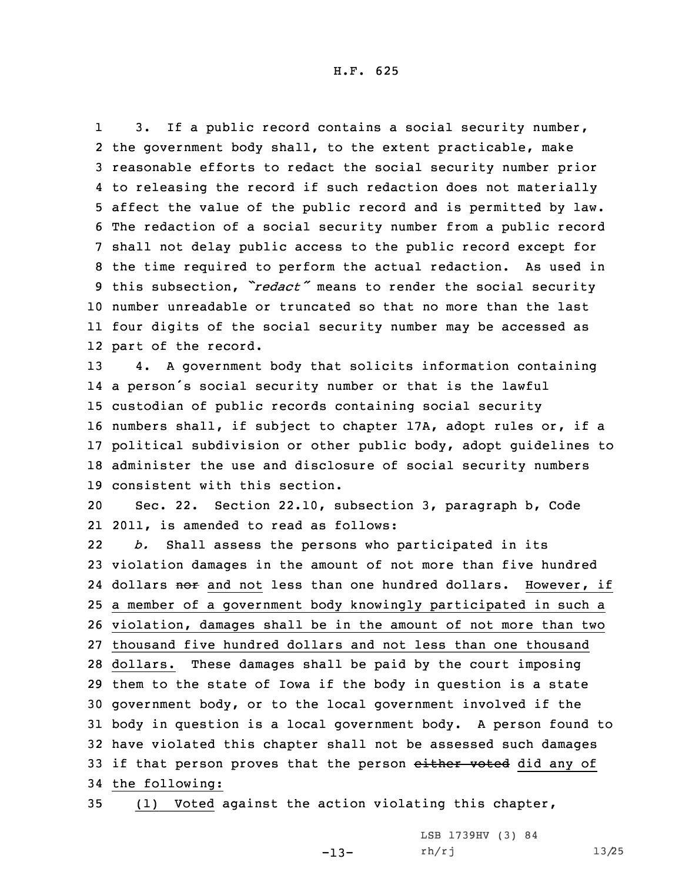3. If a public record contains a social security number, the government body shall, to the extent practicable, make reasonable efforts to redact the social security number prior to releasing the record if such redaction does not materially affect the value of the public record and is permitted by law. The redaction of a social security number from a public record shall not delay public access to the public record except for the time required to perform the actual redaction. As used in this subsection, *"redact"* means to render the social security number unreadable or truncated so that no more than the last four digits of the social security number may be accessed as part of the record.

4. A government body that solicits information containing a person's social security number or that is the lawful custodian of public records containing social security numbers shall, if subject to chapter 17A, adopt rules or, if a political subdivision or other public body, adopt guidelines to administer the use and disclosure of social security numbers consistent with this section.

Sec. 22. Section 22.10, subsection 3, paragraph b, Code 2011, is amended to read as follows:

*b.* Shall assess the persons who participated in its violation damages in the amount of not more than five hundred dollars ~~nor~~ and not less than one hundred dollars. However, if a member of a government body knowingly participated in such a violation, damages shall be in the amount of not more than two thousand five hundred dollars and not less than one thousand dollars. These damages shall be paid by the court imposing them to the state of Iowa if the body in question is a state government body, or to the local government involved if the body in question is a local government body. A person found to have violated this chapter shall not be assessed such damages if that person proves that the person ~~either voted~~ did any of the following:

(1) Voted against the action violating this chapter,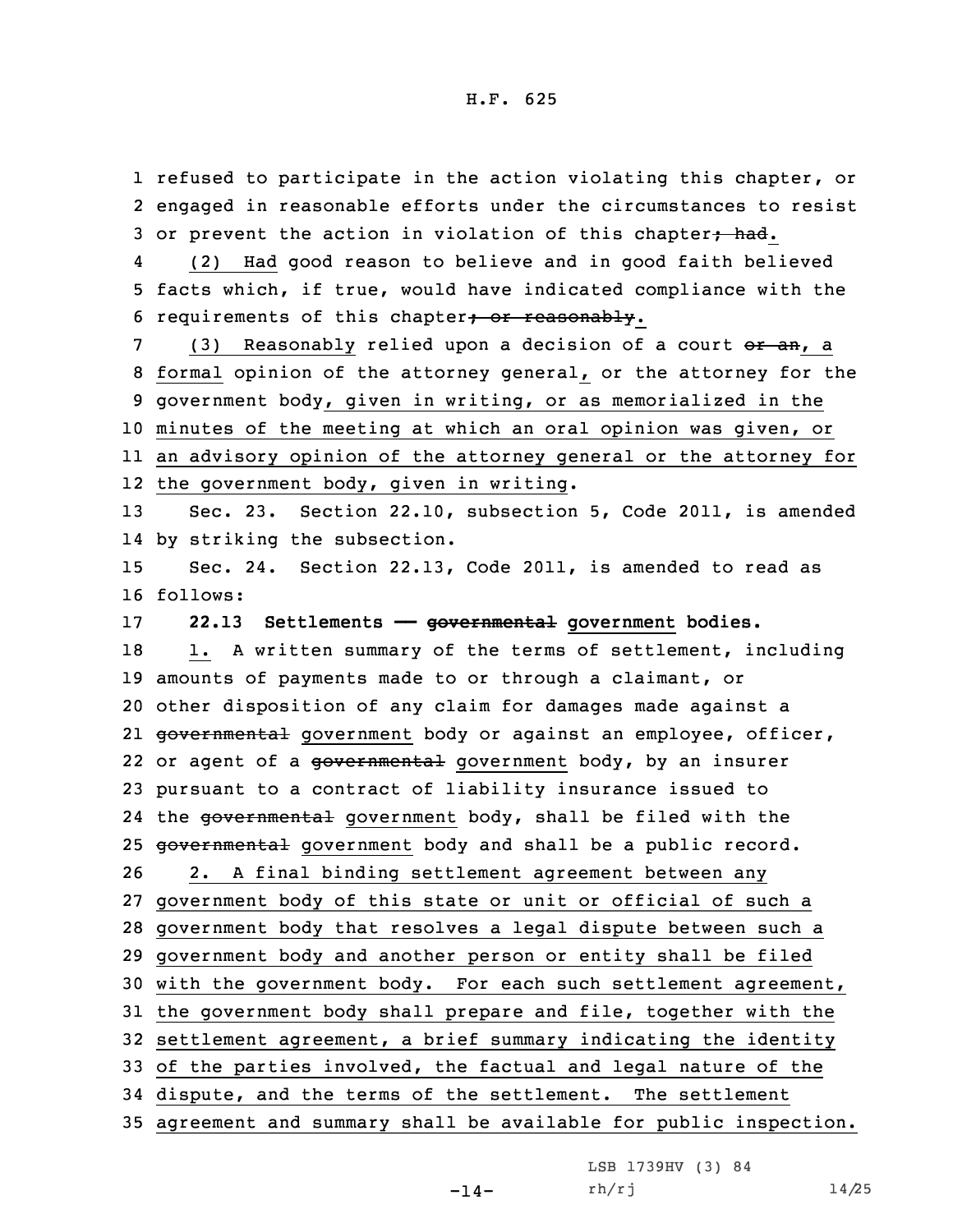refused to participate in the action violating this chapter, or engaged in reasonable efforts under the circumstances to resist or prevent the action in violation of this chapter~~; had~~.

(2) Had good reason to believe and in good faith believed facts which, if true, would have indicated compliance with the requirements of this chapter~~; or reasonably~~.

(3) Reasonably relied upon a decision of a court ~~or an~~, a formal opinion of the attorney general, or the attorney for the government body, given in writing, or as memorialized in the minutes of the meeting at which an oral opinion was given, or an advisory opinion of the attorney general or the attorney for the government body, given in writing.

Sec. 23. Section 22.10, subsection 5, Code 2011, is amended by striking the subsection.

Sec. 24. Section 22.13, Code 2011, is amended to read as follows:

**22.13 Settlements —— ~~governmental~~ government bodies.**

1. A written summary of the terms of settlement, including amounts of payments made to or through a claimant, or other disposition of any claim for damages made against a ~~governmental~~ government body or against an employee, officer, or agent of a ~~governmental~~ government body, by an insurer pursuant to a contract of liability insurance issued to the ~~governmental~~ government body, shall be filed with the ~~governmental~~ government body and shall be a public record.

2. A final binding settlement agreement between any government body of this state or unit or official of such a government body that resolves a legal dispute between such a government body and another person or entity shall be filed with the government body. For each such settlement agreement, the government body shall prepare and file, together with the settlement agreement, a brief summary indicating the identity of the parties involved, the factual and legal nature of the dispute, and the terms of the settlement. The settlement agreement and summary shall be available for public inspection.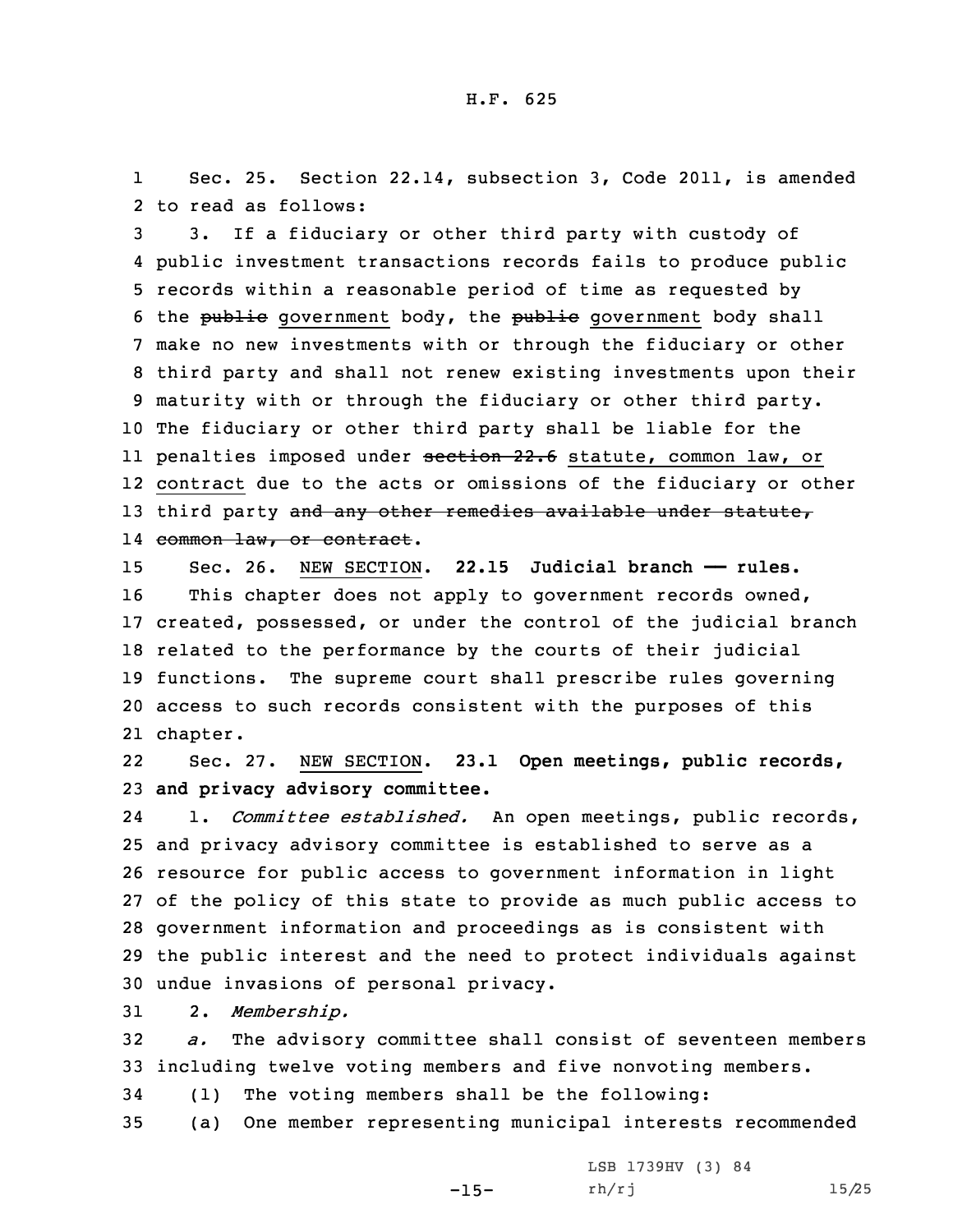Sec. 25. Section 22.14, subsection 3, Code 2011, is amended to read as follows:

3. If a fiduciary or other third party with custody of public investment transactions records fails to produce public records within a reasonable period of time as requested by the ~~public~~ government body, the ~~public~~ government body shall make no new investments with or through the fiduciary or other third party and shall not renew existing investments upon their maturity with or through the fiduciary or other third party. The fiduciary or other third party shall be liable for the penalties imposed under ~~section 22.6~~ statute, common law, or contract due to the acts or omissions of the fiduciary or other third party ~~and any other remedies available under statute, common law, or contract~~.

Sec. 26. NEW SECTION. **22.15 Judicial branch —— rules.**

This chapter does not apply to government records owned, created, possessed, or under the control of the judicial branch related to the performance by the courts of their judicial functions. The supreme court shall prescribe rules governing access to such records consistent with the purposes of this chapter.

Sec. 27. NEW SECTION. **23.1 Open meetings, public records, and privacy advisory committee.**

1. *Committee established.* An open meetings, public records, and privacy advisory committee is established to serve as a resource for public access to government information in light of the policy of this state to provide as much public access to government information and proceedings as is consistent with the public interest and the need to protect individuals against undue invasions of personal privacy.

2. *Membership.*

*a.* The advisory committee shall consist of seventeen members including twelve voting members and five nonvoting members.

(1) The voting members shall be the following:

(a) One member representing municipal interests recommended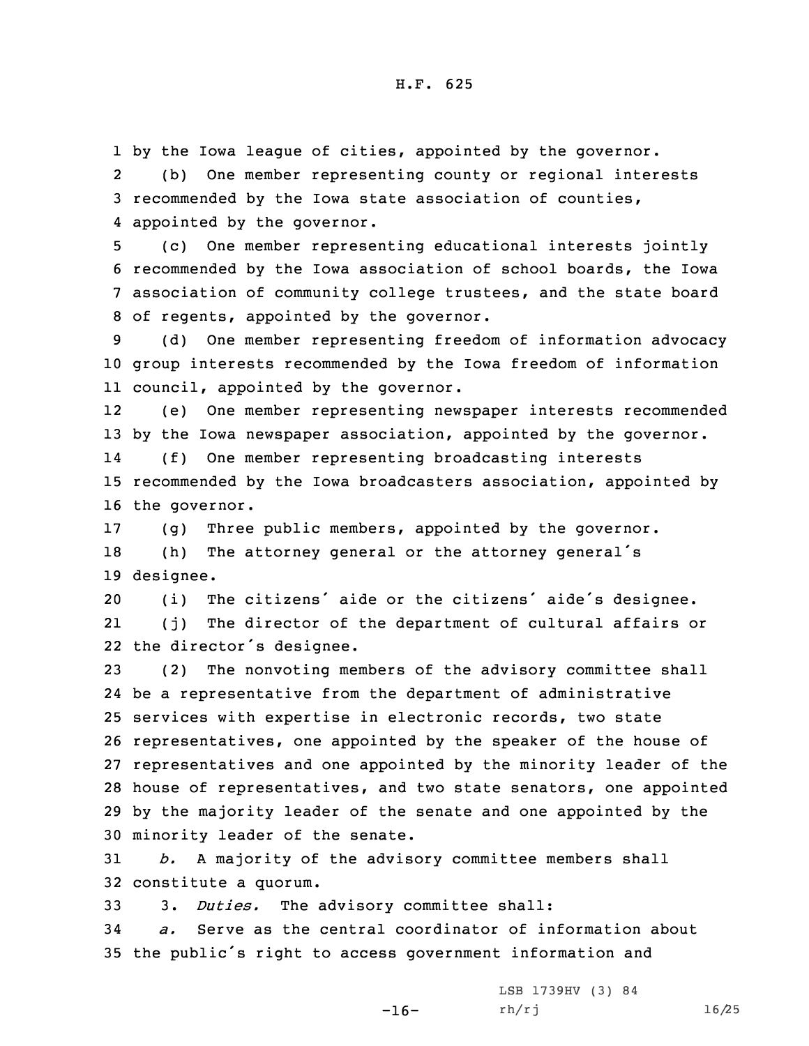by the Iowa league of cities, appointed by the governor.

(b) One member representing county or regional interests recommended by the Iowa state association of counties, appointed by the governor.

(c) One member representing educational interests jointly recommended by the Iowa association of school boards, the Iowa association of community college trustees, and the state board of regents, appointed by the governor.

(d) One member representing freedom of information advocacy group interests recommended by the Iowa freedom of information council, appointed by the governor.

(e) One member representing newspaper interests recommended by the Iowa newspaper association, appointed by the governor.

(f) One member representing broadcasting interests recommended by the Iowa broadcasters association, appointed by the governor.

(g) Three public members, appointed by the governor.

(h) The attorney general or the attorney general's designee.

(i) The citizens' aide or the citizens' aide's designee.

(j) The director of the department of cultural affairs or the director's designee.

(2) The nonvoting members of the advisory committee shall be a representative from the department of administrative services with expertise in electronic records, two state representatives, one appointed by the speaker of the house of representatives and one appointed by the minority leader of the house of representatives, and two state senators, one appointed by the majority leader of the senate and one appointed by the minority leader of the senate.

*b.* A majority of the advisory committee members shall constitute a quorum.

3. *Duties.* The advisory committee shall:

*a.* Serve as the central coordinator of information about the public's right to access government information and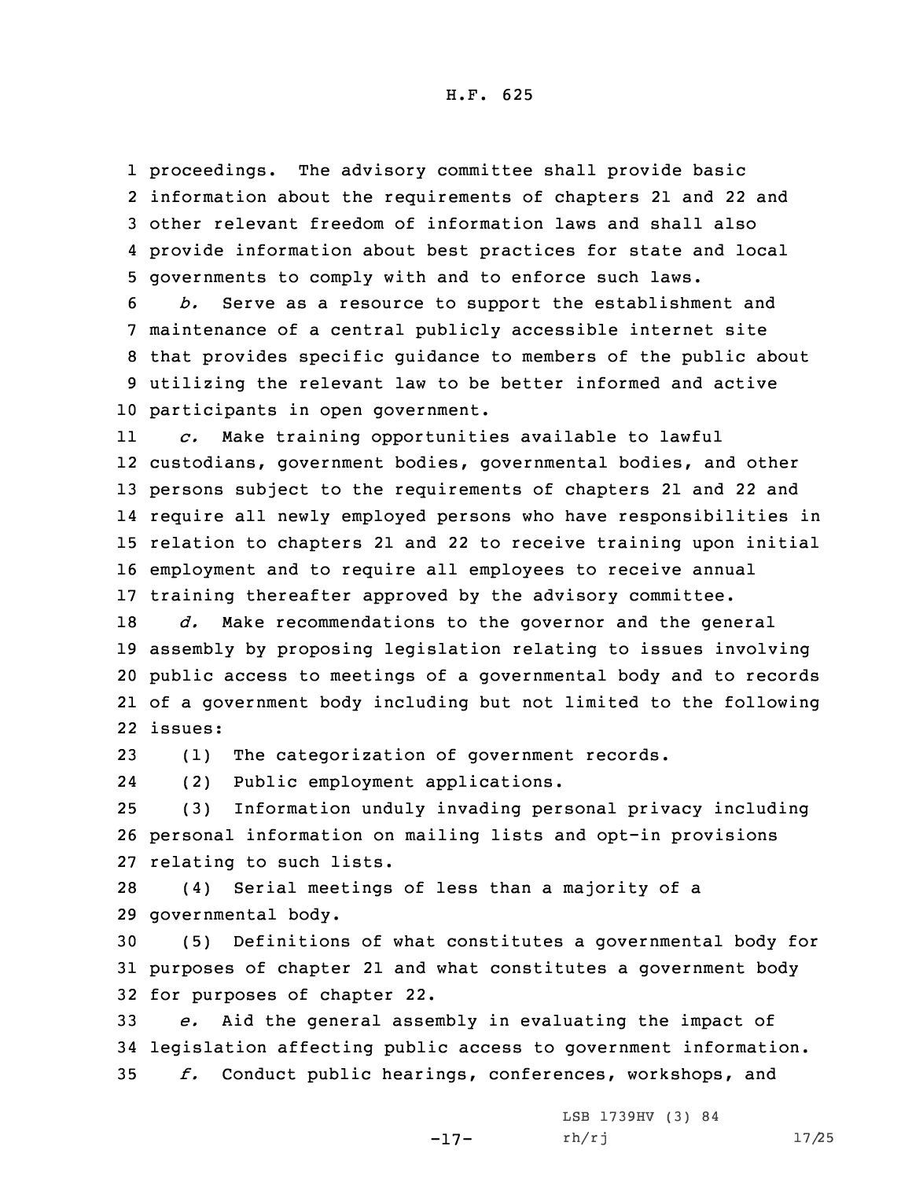proceedings. The advisory committee shall provide basic information about the requirements of chapters 21 and 22 and other relevant freedom of information laws and shall also provide information about best practices for state and local governments to comply with and to enforce such laws.

*b.* Serve as a resource to support the establishment and maintenance of a central publicly accessible internet site that provides specific guidance to members of the public about utilizing the relevant law to be better informed and active participants in open government.

*c.* Make training opportunities available to lawful custodians, government bodies, governmental bodies, and other persons subject to the requirements of chapters 21 and 22 and require all newly employed persons who have responsibilities in relation to chapters 21 and 22 to receive training upon initial employment and to require all employees to receive annual training thereafter approved by the advisory committee.

*d.* Make recommendations to the governor and the general assembly by proposing legislation relating to issues involving public access to meetings of a governmental body and to records of a government body including but not limited to the following issues:

(1) The categorization of government records.

(2) Public employment applications.

(3) Information unduly invading personal privacy including personal information on mailing lists and opt-in provisions relating to such lists.

(4) Serial meetings of less than a majority of a governmental body.

(5) Definitions of what constitutes a governmental body for purposes of chapter 21 and what constitutes a government body for purposes of chapter 22.

*e.* Aid the general assembly in evaluating the impact of legislation affecting public access to government information.

*f.* Conduct public hearings, conferences, workshops, and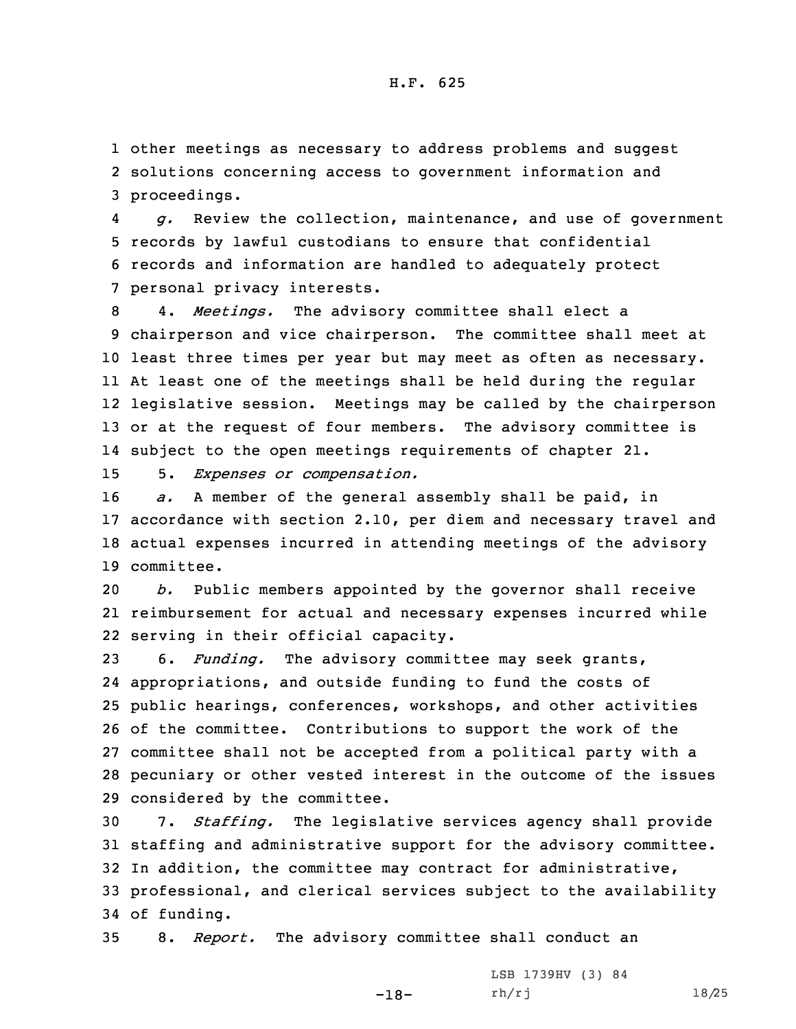other meetings as necessary to address problems and suggest solutions concerning access to government information and proceedings.

*g.* Review the collection, maintenance, and use of government records by lawful custodians to ensure that confidential records and information are handled to adequately protect personal privacy interests.

4. *Meetings.* The advisory committee shall elect a chairperson and vice chairperson. The committee shall meet at least three times per year but may meet as often as necessary. At least one of the meetings shall be held during the regular legislative session. Meetings may be called by the chairperson or at the request of four members. The advisory committee is subject to the open meetings requirements of chapter 21.

5. *Expenses or compensation.*

*a.* A member of the general assembly shall be paid, in accordance with section 2.10, per diem and necessary travel and actual expenses incurred in attending meetings of the advisory committee.

*b.* Public members appointed by the governor shall receive reimbursement for actual and necessary expenses incurred while serving in their official capacity.

6. *Funding.* The advisory committee may seek grants, appropriations, and outside funding to fund the costs of public hearings, conferences, workshops, and other activities of the committee. Contributions to support the work of the committee shall not be accepted from a political party with a pecuniary or other vested interest in the outcome of the issues considered by the committee.

7. *Staffing.* The legislative services agency shall provide staffing and administrative support for the advisory committee. In addition, the committee may contract for administrative, professional, and clerical services subject to the availability of funding.

8. *Report.* The advisory committee shall conduct an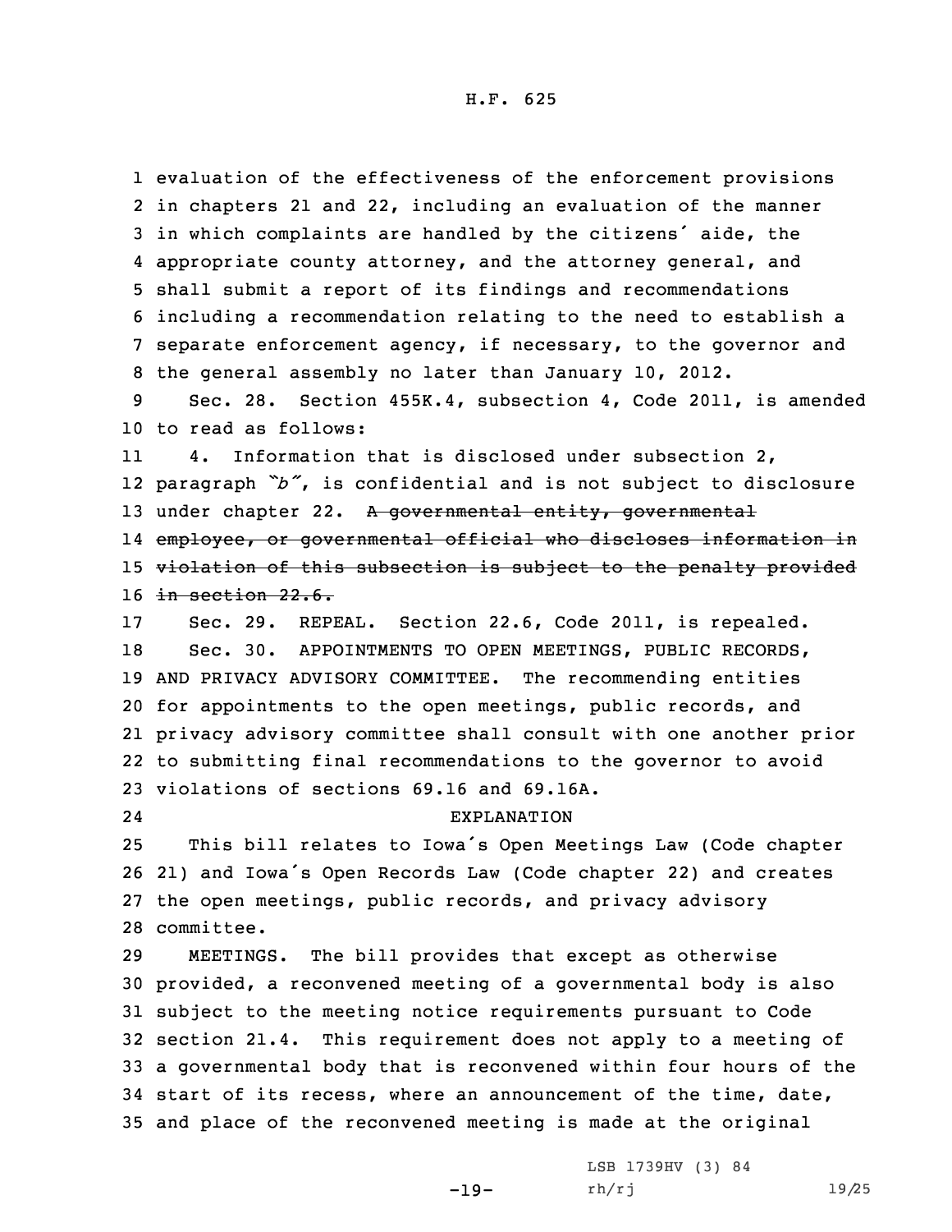evaluation of the effectiveness of the enforcement provisions in chapters 21 and 22, including an evaluation of the manner in which complaints are handled by the citizens' aide, the appropriate county attorney, and the attorney general, and shall submit a report of its findings and recommendations including a recommendation relating to the need to establish a separate enforcement agency, if necessary, to the governor and the general assembly no later than January 10, 2012.

Sec. 28. Section 455K.4, subsection 4, Code 2011, is amended to read as follows:

4. Information that is disclosed under subsection 2, paragraph *"b"*, is confidential and is not subject to disclosure under chapter 22. ~~A governmental entity, governmental employee, or governmental official who discloses information in violation of this subsection is subject to the penalty provided in section 22.6.~~

Sec. 29. REPEAL. Section 22.6, Code 2011, is repealed.

Sec. 30. APPOINTMENTS TO OPEN MEETINGS, PUBLIC RECORDS, AND PRIVACY ADVISORY COMMITTEE. The recommending entities for appointments to the open meetings, public records, and privacy advisory committee shall consult with one another prior to submitting final recommendations to the governor to avoid violations of sections 69.16 and 69.16A.

EXPLANATION

This bill relates to Iowa's Open Meetings Law (Code chapter 21) and Iowa's Open Records Law (Code chapter 22) and creates the open meetings, public records, and privacy advisory committee.

MEETINGS. The bill provides that except as otherwise provided, a reconvened meeting of a governmental body is also subject to the meeting notice requirements pursuant to Code section 21.4. This requirement does not apply to a meeting of a governmental body that is reconvened within four hours of the start of its recess, where an announcement of the time, date, and place of the reconvened meeting is made at the original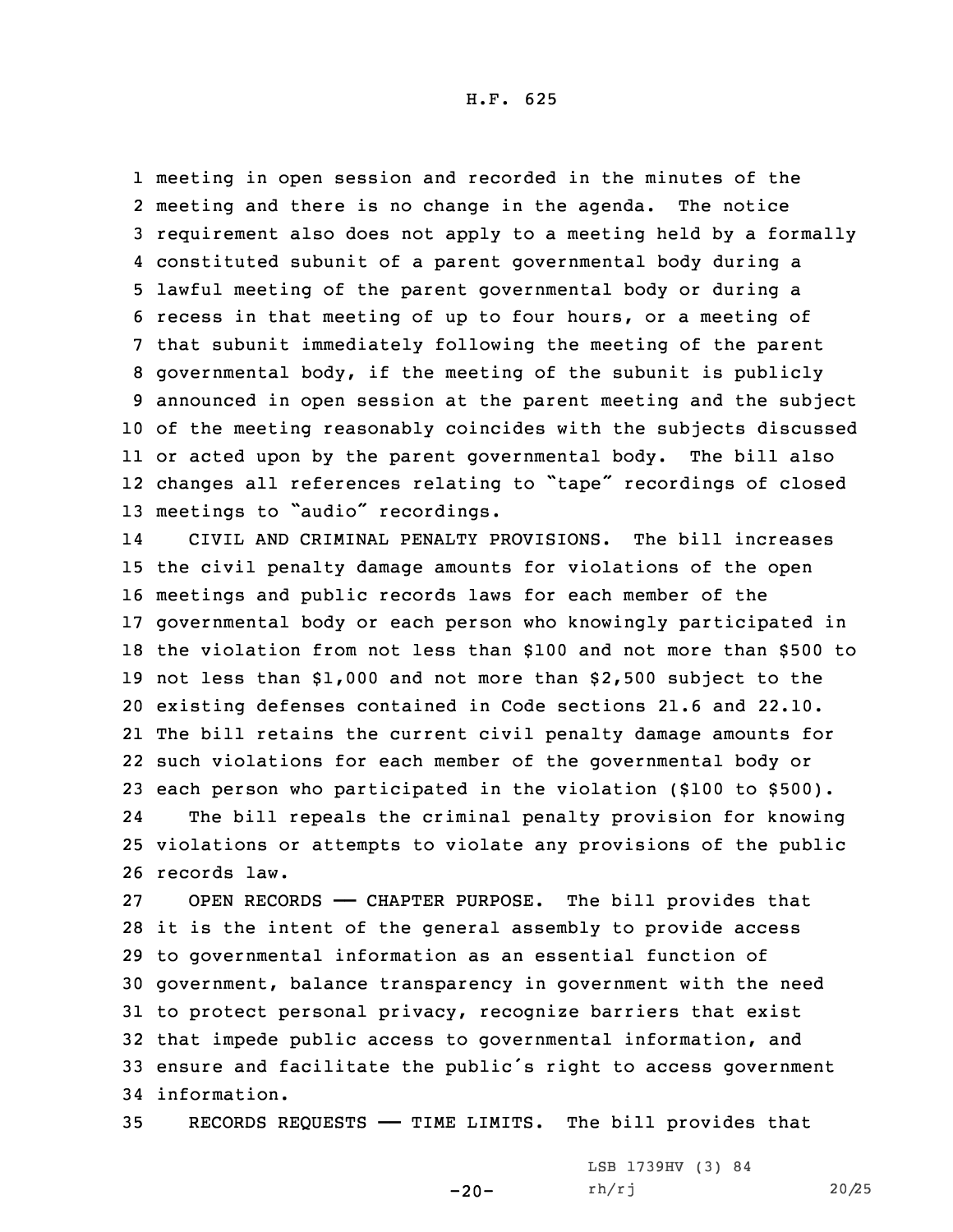meeting in open session and recorded in the minutes of the meeting and there is no change in the agenda. The notice requirement also does not apply to a meeting held by a formally constituted subunit of a parent governmental body during a lawful meeting of the parent governmental body or during a recess in that meeting of up to four hours, or a meeting of that subunit immediately following the meeting of the parent governmental body, if the meeting of the subunit is publicly announced in open session at the parent meeting and the subject of the meeting reasonably coincides with the subjects discussed or acted upon by the parent governmental body. The bill also changes all references relating to "tape" recordings of closed meetings to "audio" recordings.

CIVIL AND CRIMINAL PENALTY PROVISIONS. The bill increases the civil penalty damage amounts for violations of the open meetings and public records laws for each member of the governmental body or each person who knowingly participated in the violation from not less than $100 and not more than $500 to not less than $1,000 and not more than $2,500 subject to the existing defenses contained in Code sections 21.6 and 22.10. The bill retains the current civil penalty damage amounts for such violations for each member of the governmental body or each person who participated in the violation ($100 to $500).

The bill repeals the criminal penalty provision for knowing violations or attempts to violate any provisions of the public records law.

OPEN RECORDS —— CHAPTER PURPOSE. The bill provides that it is the intent of the general assembly to provide access to governmental information as an essential function of government, balance transparency in government with the need to protect personal privacy, recognize barriers that exist that impede public access to governmental information, and ensure and facilitate the public's right to access government information.

RECORDS REQUESTS —— TIME LIMITS. The bill provides that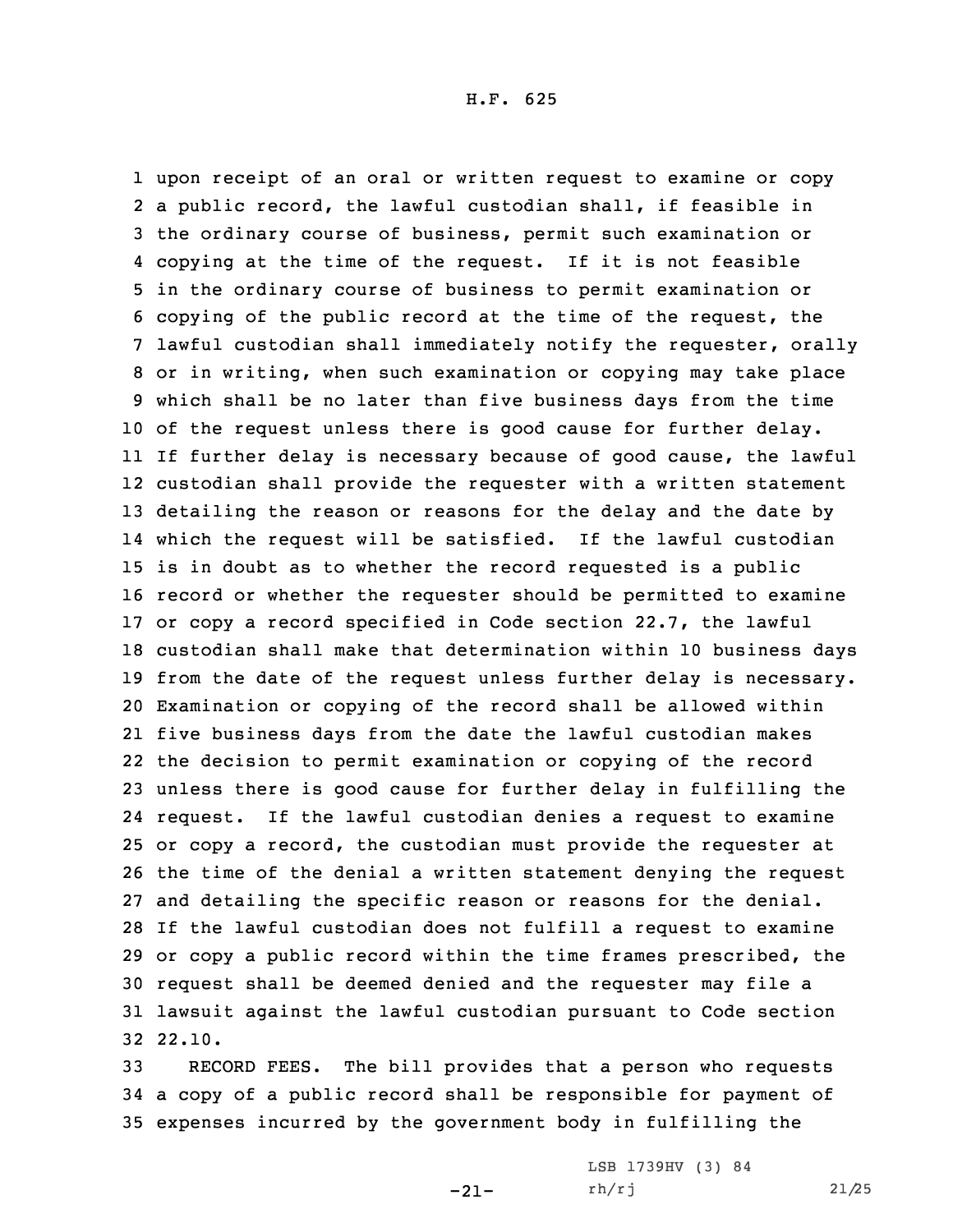upon receipt of an oral or written request to examine or copy a public record, the lawful custodian shall, if feasible in the ordinary course of business, permit such examination or copying at the time of the request. If it is not feasible in the ordinary course of business to permit examination or copying of the public record at the time of the request, the lawful custodian shall immediately notify the requester, orally or in writing, when such examination or copying may take place which shall be no later than five business days from the time of the request unless there is good cause for further delay. If further delay is necessary because of good cause, the lawful custodian shall provide the requester with a written statement detailing the reason or reasons for the delay and the date by which the request will be satisfied. If the lawful custodian is in doubt as to whether the record requested is a public record or whether the requester should be permitted to examine or copy a record specified in Code section 22.7, the lawful custodian shall make that determination within 10 business days from the date of the request unless further delay is necessary. Examination or copying of the record shall be allowed within five business days from the date the lawful custodian makes the decision to permit examination or copying of the record unless there is good cause for further delay in fulfilling the request. If the lawful custodian denies a request to examine or copy a record, the custodian must provide the requester at the time of the denial a written statement denying the request and detailing the specific reason or reasons for the denial. If the lawful custodian does not fulfill a request to examine or copy a public record within the time frames prescribed, the request shall be deemed denied and the requester may file a lawsuit against the lawful custodian pursuant to Code section 22.10.

RECORD FEES. The bill provides that a person who requests a copy of a public record shall be responsible for payment of expenses incurred by the government body in fulfilling the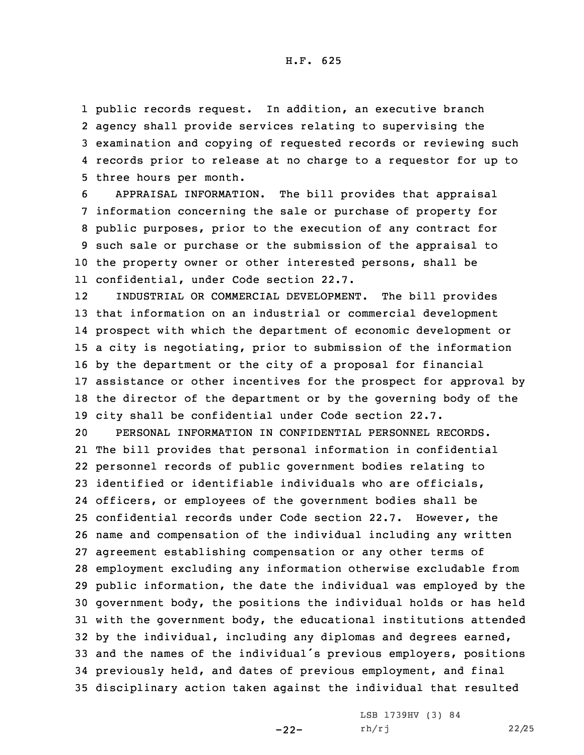public records request. In addition, an executive branch agency shall provide services relating to supervising the examination and copying of requested records or reviewing such records prior to release at no charge to a requestor for up to three hours per month.

APPRAISAL INFORMATION. The bill provides that appraisal information concerning the sale or purchase of property for public purposes, prior to the execution of any contract for such sale or purchase or the submission of the appraisal to the property owner or other interested persons, shall be confidential, under Code section 22.7.

INDUSTRIAL OR COMMERCIAL DEVELOPMENT. The bill provides that information on an industrial or commercial development prospect with which the department of economic development or a city is negotiating, prior to submission of the information by the department or the city of a proposal for financial assistance or other incentives for the prospect for approval by the director of the department or by the governing body of the city shall be confidential under Code section 22.7.

PERSONAL INFORMATION IN CONFIDENTIAL PERSONNEL RECORDS. The bill provides that personal information in confidential personnel records of public government bodies relating to identified or identifiable individuals who are officials, officers, or employees of the government bodies shall be confidential records under Code section 22.7. However, the name and compensation of the individual including any written agreement establishing compensation or any other terms of employment excluding any information otherwise excludable from public information, the date the individual was employed by the government body, the positions the individual holds or has held with the government body, the educational institutions attended by the individual, including any diplomas and degrees earned, and the names of the individual's previous employers, positions previously held, and dates of previous employment, and final disciplinary action taken against the individual that resulted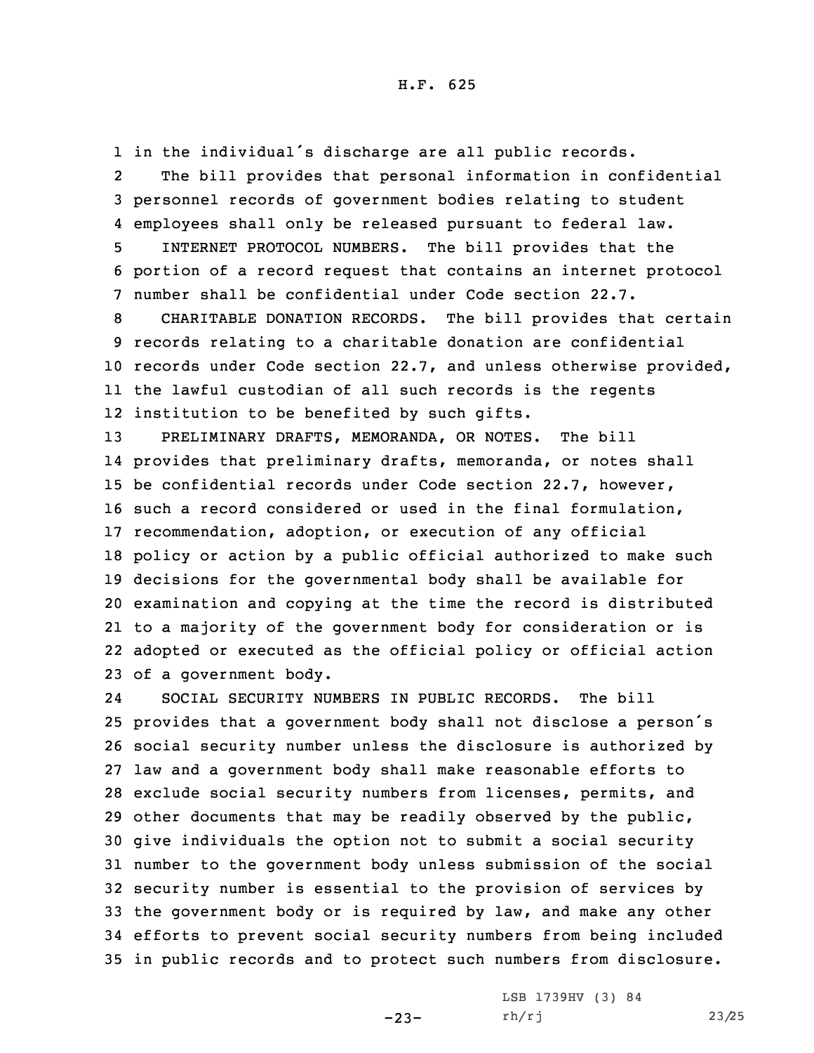in the individual's discharge are all public records.

The bill provides that personal information in confidential personnel records of government bodies relating to student employees shall only be released pursuant to federal law.

INTERNET PROTOCOL NUMBERS. The bill provides that the portion of a record request that contains an internet protocol number shall be confidential under Code section 22.7.

CHARITABLE DONATION RECORDS. The bill provides that certain records relating to a charitable donation are confidential records under Code section 22.7, and unless otherwise provided, the lawful custodian of all such records is the regents institution to be benefited by such gifts.

PRELIMINARY DRAFTS, MEMORANDA, OR NOTES. The bill provides that preliminary drafts, memoranda, or notes shall be confidential records under Code section 22.7, however, such a record considered or used in the final formulation, recommendation, adoption, or execution of any official policy or action by a public official authorized to make such decisions for the governmental body shall be available for examination and copying at the time the record is distributed to a majority of the government body for consideration or is adopted or executed as the official policy or official action of a government body.

SOCIAL SECURITY NUMBERS IN PUBLIC RECORDS. The bill provides that a government body shall not disclose a person's social security number unless the disclosure is authorized by law and a government body shall make reasonable efforts to exclude social security numbers from licenses, permits, and other documents that may be readily observed by the public, give individuals the option not to submit a social security number to the government body unless submission of the social security number is essential to the provision of services by the government body or is required by law, and make any other efforts to prevent social security numbers from being included in public records and to protect such numbers from disclosure.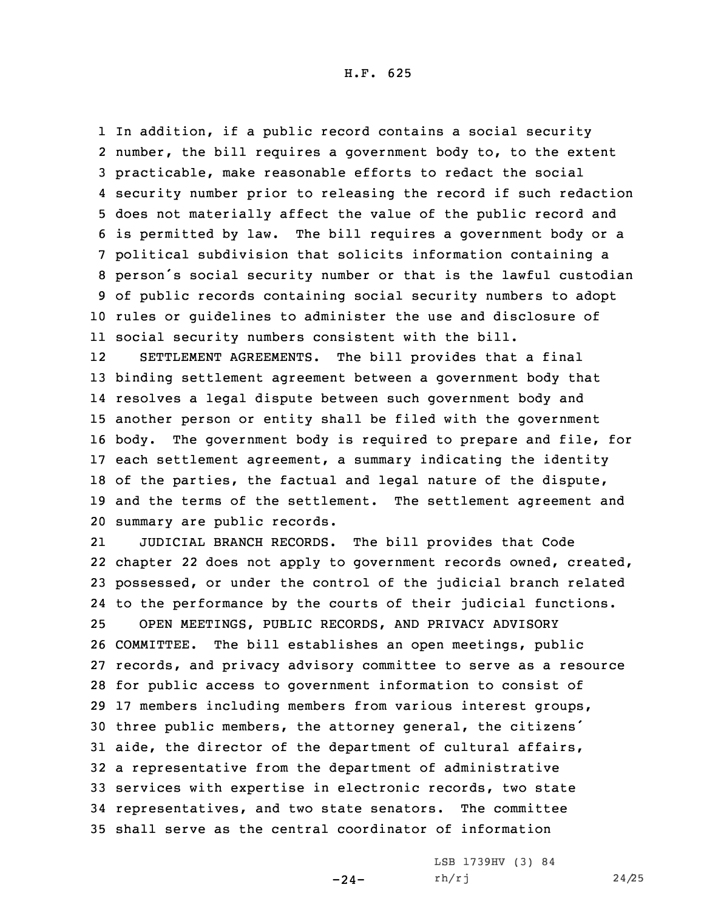In addition, if a public record contains a social security number, the bill requires a government body to, to the extent practicable, make reasonable efforts to redact the social security number prior to releasing the record if such redaction does not materially affect the value of the public record and is permitted by law. The bill requires a government body or a political subdivision that solicits information containing a person's social security number or that is the lawful custodian of public records containing social security numbers to adopt rules or guidelines to administer the use and disclosure of social security numbers consistent with the bill.

SETTLEMENT AGREEMENTS. The bill provides that a final binding settlement agreement between a government body that resolves a legal dispute between such government body and another person or entity shall be filed with the government body. The government body is required to prepare and file, for each settlement agreement, a summary indicating the identity of the parties, the factual and legal nature of the dispute, and the terms of the settlement. The settlement agreement and summary are public records.

JUDICIAL BRANCH RECORDS. The bill provides that Code chapter 22 does not apply to government records owned, created, possessed, or under the control of the judicial branch related to the performance by the courts of their judicial functions.

OPEN MEETINGS, PUBLIC RECORDS, AND PRIVACY ADVISORY COMMITTEE. The bill establishes an open meetings, public records, and privacy advisory committee to serve as a resource for public access to government information to consist of 17 members including members from various interest groups, three public members, the attorney general, the citizens' aide, the director of the department of cultural affairs, a representative from the department of administrative services with expertise in electronic records, two state representatives, and two state senators. The committee shall serve as the central coordinator of information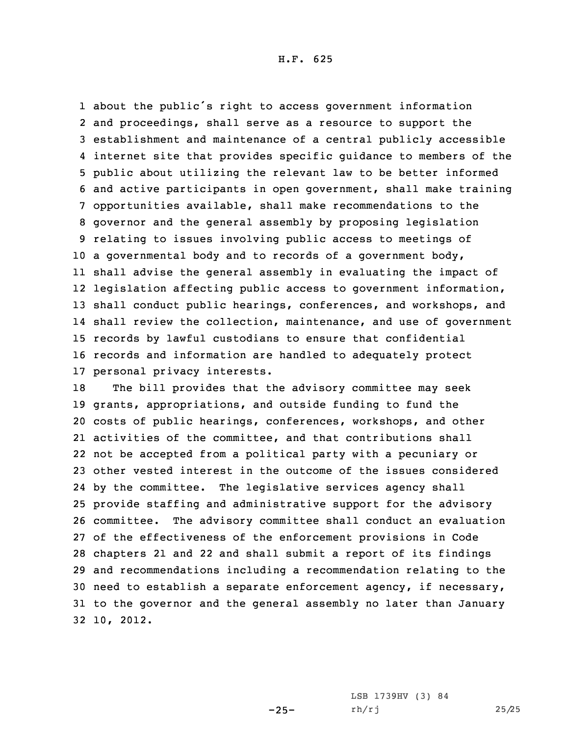about the public's right to access government information and proceedings, shall serve as a resource to support the establishment and maintenance of a central publicly accessible internet site that provides specific guidance to members of the public about utilizing the relevant law to be better informed and active participants in open government, shall make training opportunities available, shall make recommendations to the governor and the general assembly by proposing legislation relating to issues involving public access to meetings of a governmental body and to records of a government body, shall advise the general assembly in evaluating the impact of legislation affecting public access to government information, shall conduct public hearings, conferences, and workshops, and shall review the collection, maintenance, and use of government records by lawful custodians to ensure that confidential records and information are handled to adequately protect personal privacy interests.

The bill provides that the advisory committee may seek grants, appropriations, and outside funding to fund the costs of public hearings, conferences, workshops, and other activities of the committee, and that contributions shall not be accepted from a political party with a pecuniary or other vested interest in the outcome of the issues considered by the committee. The legislative services agency shall provide staffing and administrative support for the advisory committee. The advisory committee shall conduct an evaluation of the effectiveness of the enforcement provisions in Code chapters 21 and 22 and shall submit a report of its findings and recommendations including a recommendation relating to the need to establish a separate enforcement agency, if necessary, to the governor and the general assembly no later than January 10, 2012.

LSB 1739HV (3) 84
rh/rj